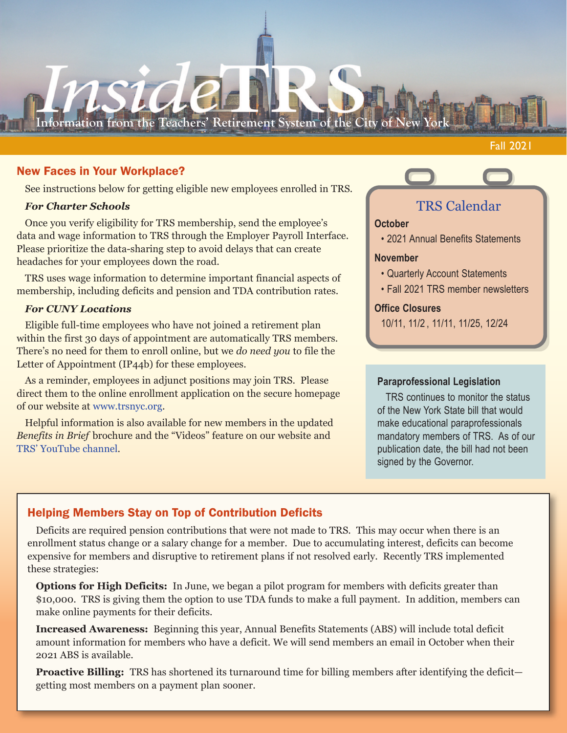# InsideTRS

Information from the Teachers' Retirement System of the City of New York

Fall 2021

## New Faces in Your Workplace?

See instructions below for getting eligible new employees enrolled in TRS.

### *For Charter Schools*

Once you verify eligibility for TRS membership, send the employee's data and wage information to TRS through the Employer Payroll Interface. Please prioritize the data-sharing step to avoid delays that can create headaches for your employees down the road.

TRS uses wage information to determine important financial aspects of membership, including deficits and pension and TDA contribution rates.

### *For CUNY Locations*

Eligible full-time employees who have not joined a retirement plan within the first 30 days of appointment are automatically TRS members. There's no need for them to enroll online, but we *do need you* to file the Letter of Appointment (IP44b) for these employees.

As a reminder, employees in adjunct positions may join TRS. Please direct them to the online enrollment application on the secure homepage of our website at www.trsnyc.org.

Helpful information is also available for new members in the updated *Benefits in Brief* brochure and the "Videos" feature on our website and TRS' YouTube channel.

## TRS Calendar

**October**

- 2021 Annual Benefits Statements

**November**

- Quarterly Account Statements
- Fall 2021 TRS member newsletters

**Office Closures**

10/11, 11/2, 11/11, 11/25, 12/24

## Paraprofessional Legislation

TRS continues to monitor the status of the New York State bill that would make educational paraprofessionals mandatory members of TRS. As of our publication date, the bill had not been signed by the Governor.

## Helping Members Stay on Top of Contribution Deficits

Deficits are required pension contributions that were not made to TRS. This may occur when there is an enrollment status change or a salary change for a member. Due to accumulating interest, deficits can become expensive for members and disruptive to retirement plans if not resolved early. Recently TRS implemented these strategies:

**Options for High Deficits:** In June, we began a pilot program for members with deficits greater than $10,000. TRS is giving them the option to use TDA funds to make a full payment. In addition, members can make online payments for their deficits.

**Increased Awareness:** Beginning this year, Annual Benefits Statements (ABS) will include total deficit amount information for members who have a deficit. We will send members an email in October when their 2021 ABS is available.

**Proactive Billing:** TRS has shortened its turnaround time for billing members after identifying the deficit—getting most members on a payment plan sooner.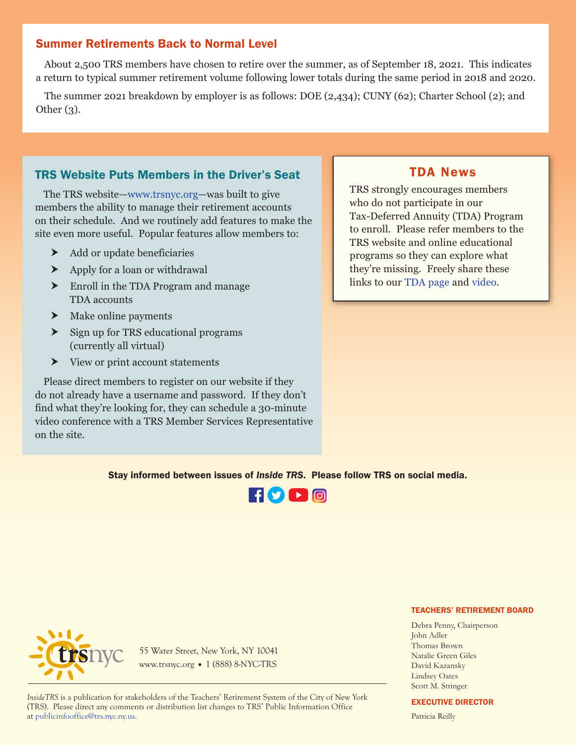## Summer Retirements Back to Normal Level

About 2,500 TRS members have chosen to retire over the summer, as of September 18, 2021. This indicates a return to typical summer retirement volume following lower totals during the same period in 2018 and 2020.

The summer 2021 breakdown by employer is as follows: DOE (2,434); CUNY (62); Charter School (2); and Other (3).

## TRS Website Puts Members in the Driver's Seat

The TRS website—www.trsnyc.org—was built to give members the ability to manage their retirement accounts on their schedule. And we routinely add features to make the site even more useful. Popular features allow members to:

- Add or update beneficiaries
- Apply for a loan or withdrawal
- Enroll in the TDA Program and manage TDA accounts
- Make online payments
- Sign up for TRS educational programs (currently all virtual)
- View or print account statements

Please direct members to register on our website if they do not already have a username and password. If they don't find what they're looking for, they can schedule a 30-minute video conference with a TRS Member Services Representative on the site.

## TDA News

TRS strongly encourages members who do not participate in our Tax-Deferred Annuity (TDA) Program to enroll. Please refer members to the TRS website and online educational programs so they can explore what they're missing. Freely share these links to our TDA page and video.

**Stay informed between issues of *Inside TRS*. Please follow TRS on social media.**

55 Water Street, New York, NY 10041
www.trsnyc.org • 1 (888) 8-NYC-TRS

*InsideTRS* is a publication for stakeholders of the Teachers' Retirement System of the City of New York (TRS). Please direct any comments or distribution list changes to TRS' Public Information Office at publicinfooffice@trs.nyc.ny.us.

**TEACHERS' RETIREMENT BOARD**

Debra Penny, Chairperson
John Adler
Thomas Brown
Natalie Green Giles
David Kazansky
Lindsey Oates
Scott M. Stringer

**EXECUTIVE DIRECTOR**

Patricia Reilly